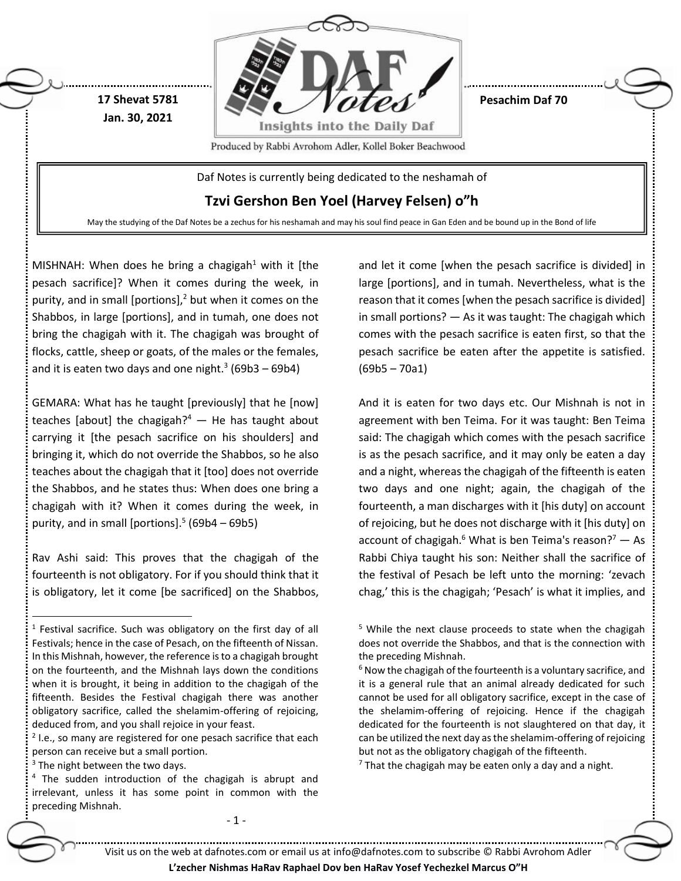**17 Shevat 5781**
**Jan. 30, 2021**

**Pesachim Daf 70**

Daf Notes is currently being dedicated to the neshamah of

**Tzvi Gershon Ben Yoel (Harvey Felsen) o"h**

May the studying of the Daf Notes be a zechus for his neshamah and may his soul find peace in Gan Eden and be bound up in the Bond of life

MISHNAH: When does he bring a chagigah[1] with it [the pesach sacrifice]? When it comes during the week, in purity, and in small [portions],[2] but when it comes on the Shabbos, in large [portions], and in tumah, one does not bring the chagigah with it. The chagigah was brought of flocks, cattle, sheep or goats, of the males or the females, and it is eaten two days and one night.[3] (69b3 – 69b4)

GEMARA: What has he taught [previously] that he [now] teaches [about] the chagigah?[4] — He has taught about carrying it [the pesach sacrifice on his shoulders] and bringing it, which do not override the Shabbos, so he also teaches about the chagigah that it [too] does not override the Shabbos, and he states thus: When does one bring a chagigah with it? When it comes during the week, in purity, and in small [portions].[5] (69b4 – 69b5)

Rav Ashi said: This proves that the chagigah of the fourteenth is not obligatory. For if you should think that it is obligatory, let it come [be sacrificed] on the Shabbos, and let it come [when the pesach sacrifice is divided] in large [portions], and in tumah. Nevertheless, what is the reason that it comes [when the pesach sacrifice is divided] in small portions? — As it was taught: The chagigah which comes with the pesach sacrifice is eaten first, so that the pesach sacrifice be eaten after the appetite is satisfied. (69b5 – 70a1)

And it is eaten for two days etc. Our Mishnah is not in agreement with ben Teima. For it was taught: Ben Teima said: The chagigah which comes with the pesach sacrifice is as the pesach sacrifice, and it may only be eaten a day and a night, whereas the chagigah of the fifteenth is eaten two days and one night; again, the chagigah of the fourteenth, a man discharges with it [his duty] on account of rejoicing, but he does not discharge with it [his duty] on account of chagigah.[6] What is ben Teima's reason?[7] — As Rabbi Chiya taught his son: Neither shall the sacrifice of the festival of Pesach be left unto the morning: 'zevach chag,' this is the chagigah; 'Pesach' is what it implies, and

---

[1] Festival sacrifice. Such was obligatory on the first day of all Festivals; hence in the case of Pesach, on the fifteenth of Nissan. In this Mishnah, however, the reference is to a chagigah brought on the fourteenth, and the Mishnah lays down the conditions when it is brought, it being in addition to the chagigah of the fifteenth. Besides the Festival chagigah there was another obligatory sacrifice, called the shelamim-offering of rejoicing, deduced from, and you shall rejoice in your feast.

[2] I.e., so many are registered for one pesach sacrifice that each person can receive but a small portion.

[3] The night between the two days.

[4] The sudden introduction of the chagigah is abrupt and irrelevant, unless it has some point in common with the preceding Mishnah.

[5] While the next clause proceeds to state when the chagigah does not override the Shabbos, and that is the connection with the preceding Mishnah.

[6] Now the chagigah of the fourteenth is a voluntary sacrifice, and it is a general rule that an animal already dedicated for such cannot be used for all obligatory sacrifice, except in the case of the shelamim-offering of rejoicing. Hence if the chagigah dedicated for the fourteenth is not slaughtered on that day, it can be utilized the next day as the shelamim-offering of rejoicing but not as the obligatory chagigah of the fifteenth.

[7] That the chagigah may be eaten only a day and a night.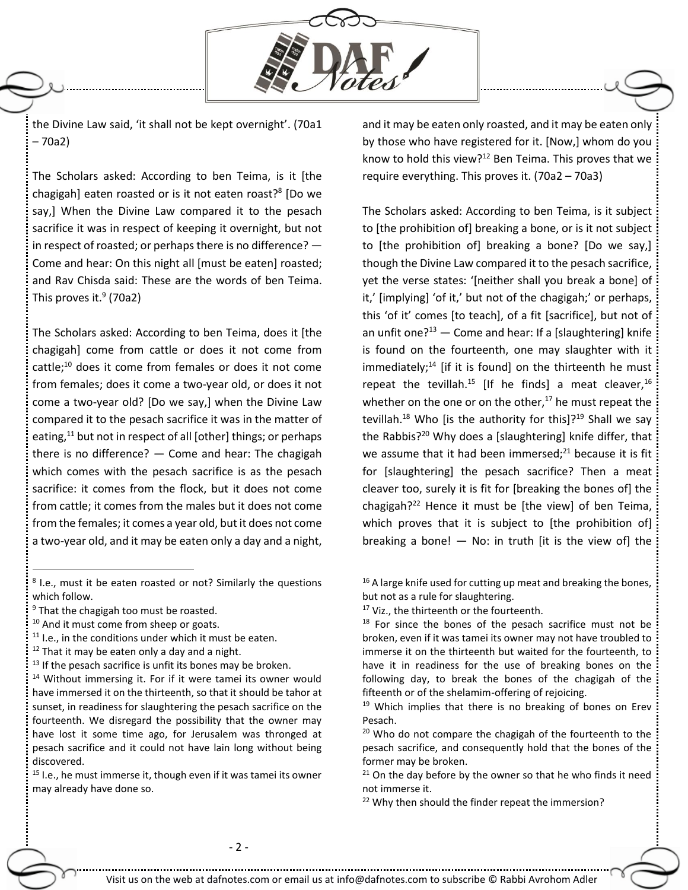the Divine Law said, 'it shall not be kept overnight'. (70a1 – 70a2)

The Scholars asked: According to ben Teima, is it [the chagigah] eaten roasted or is it not eaten roast?[8] [Do we say,] When the Divine Law compared it to the pesach sacrifice it was in respect of keeping it overnight, but not in respect of roasted; or perhaps there is no difference? — Come and hear: On this night all [must be eaten] roasted; and Rav Chisda said: These are the words of ben Teima. This proves it.[9] (70a2)

The Scholars asked: According to ben Teima, does it [the chagigah] come from cattle or does it not come from cattle;[10] does it come from females or does it not come from females; does it come a two-year old, or does it not come a two-year old? [Do we say,] when the Divine Law compared it to the pesach sacrifice it was in the matter of eating,[11] but not in respect of all [other] things; or perhaps there is no difference? — Come and hear: The chagigah which comes with the pesach sacrifice is as the pesach sacrifice: it comes from the flock, but it does not come from cattle; it comes from the males but it does not come from the females; it comes a year old, but it does not come a two-year old, and it may be eaten only a day and a night, and it may be eaten only roasted, and it may be eaten only by those who have registered for it. [Now,] whom do you know to hold this view?[12] Ben Teima. This proves that we require everything. This proves it. (70a2 – 70a3)

The Scholars asked: According to ben Teima, is it subject to [the prohibition of] breaking a bone, or is it not subject to [the prohibition of] breaking a bone? [Do we say,] though the Divine Law compared it to the pesach sacrifice, yet the verse states: '[neither shall you break a bone] of it,' [implying] 'of it,' but not of the chagigah;' or perhaps, this 'of it' comes [to teach], of a fit [sacrifice], but not of an unfit one?[13] — Come and hear: If a [slaughtering] knife is found on the fourteenth, one may slaughter with it immediately;[14] [if it is found] on the thirteenth he must repeat the tevillah.[15] [If he finds] a meat cleaver,[16] whether on the one or on the other,[17] he must repeat the tevillah.[18] Who [is the authority for this]?[19] Shall we say the Rabbis?[20] Why does a [slaughtering] knife differ, that we assume that it had been immersed;[21] because it is fit for [slaughtering] the pesach sacrifice? Then a meat cleaver too, surely it is fit for [breaking the bones of] the chagigah?[22] Hence it must be [the view] of ben Teima, which proves that it is subject to [the prohibition of] breaking a bone! — No: in truth [it is the view of] the

---

[8] I.e., must it be eaten roasted or not? Similarly the questions which follow.

[9] That the chagigah too must be roasted.

[10] And it must come from sheep or goats.

[11] I.e., in the conditions under which it must be eaten.

[12] That it may be eaten only a day and a night.

[13] If the pesach sacrifice is unfit its bones may be broken.

[14] Without immersing it. For if it were tamei its owner would have immersed it on the thirteenth, so that it should be tahor at sunset, in readiness for slaughtering the pesach sacrifice on the fourteenth. We disregard the possibility that the owner may have lost it some time ago, for Jerusalem was thronged at pesach sacrifice and it could not have lain long without being discovered.

[15] I.e., he must immerse it, though even if it was tamei its owner may already have done so.

[16] A large knife used for cutting up meat and breaking the bones, but not as a rule for slaughtering.

[17] Viz., the thirteenth or the fourteenth.

[18] For since the bones of the pesach sacrifice must not be broken, even if it was tamei its owner may not have troubled to immerse it on the thirteenth but waited for the fourteenth, to have it in readiness for the use of breaking bones on the following day, to break the bones of the chagigah of the fifteenth or of the shelamim-offering of rejoicing.

[19] Which implies that there is no breaking of bones on Erev Pesach.

[20] Who do not compare the chagigah of the fourteenth to the pesach sacrifice, and consequently hold that the bones of the former may be broken.

[21] On the day before by the owner so that he who finds it need not immerse it.

[22] Why then should the finder repeat the immersion?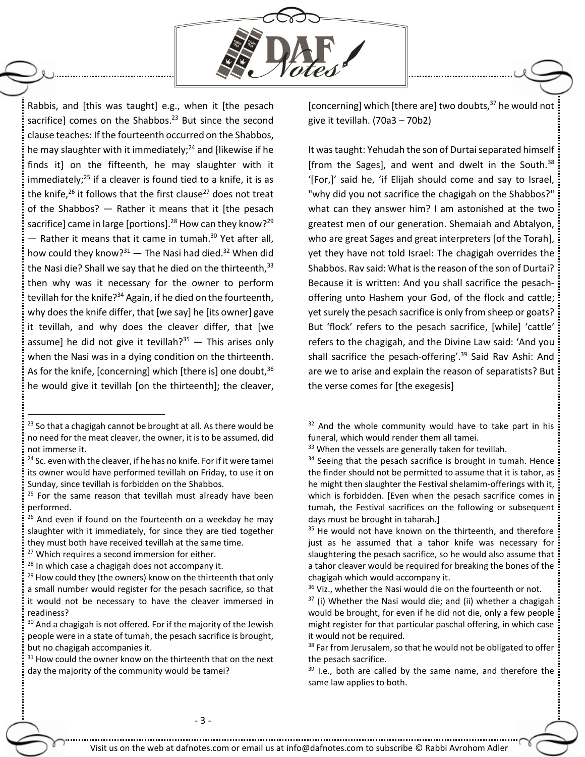Rabbis, and [this was taught] e.g., when it [the pesach sacrifice] comes on the Shabbos.[23] But since the second clause teaches: If the fourteenth occurred on the Shabbos, he may slaughter with it immediately;[24] and [likewise if he finds it] on the fifteenth, he may slaughter with it immediately;[25] if a cleaver is found tied to a knife, it is as the knife,[26] it follows that the first clause[27] does not treat of the Shabbos? — Rather it means that it [the pesach sacrifice] came in large [portions].[28] How can they know?[29] — Rather it means that it came in tumah.[30] Yet after all, how could they know?[31] — The Nasi had died.[32] When did the Nasi die? Shall we say that he died on the thirteenth,[33] then why was it necessary for the owner to perform tevillah for the knife?[34] Again, if he died on the fourteenth, why does the knife differ, that [we say] he [its owner] gave it tevillah, and why does the cleaver differ, that [we assume] he did not give it tevillah?[35] — This arises only when the Nasi was in a dying condition on the thirteenth. As for the knife, [concerning] which [there is] one doubt,[36] he would give it tevillah [on the thirteenth]; the cleaver, [concerning] which [there are] two doubts,[37] he would not give it tevillah. (70a3 – 70b2)

It was taught: Yehudah the son of Durtai separated himself [from the Sages], and went and dwelt in the South.[38] '[For,]' said he, 'if Elijah should come and say to Israel, "why did you not sacrifice the chagigah on the Shabbos?" what can they answer him? I am astonished at the two greatest men of our generation. Shemaiah and Abtalyon, who are great Sages and great interpreters [of the Torah], yet they have not told Israel: The chagigah overrides the Shabbos. Rav said: What is the reason of the son of Durtai? Because it is written: And you shall sacrifice the pesach-offering unto Hashem your God, of the flock and cattle; yet surely the pesach sacrifice is only from sheep or goats? But 'flock' refers to the pesach sacrifice, [while] 'cattle' refers to the chagigah, and the Divine Law said: 'And you shall sacrifice the pesach-offering'.[39] Said Rav Ashi: And are we to arise and explain the reason of separatists? But the verse comes for [the exegesis]

---

[23] So that a chagigah cannot be brought at all. As there would be no need for the meat cleaver, the owner, it is to be assumed, did not immerse it.

[24] Sc. even with the cleaver, if he has no knife. For if it were tamei its owner would have performed tevillah on Friday, to use it on Sunday, since tevillah is forbidden on the Shabbos.

[25] For the same reason that tevillah must already have been performed.

[26] And even if found on the fourteenth on a weekday he may slaughter with it immediately, for since they are tied together they must both have received tevillah at the same time.

[27] Which requires a second immersion for either.

[28] In which case a chagigah does not accompany it.

[29] How could they (the owners) know on the thirteenth that only a small number would register for the pesach sacrifice, so that it would not be necessary to have the cleaver immersed in readiness?

[30] And a chagigah is not offered. For if the majority of the Jewish people were in a state of tumah, the pesach sacrifice is brought, but no chagigah accompanies it.

[31] How could the owner know on the thirteenth that on the next day the majority of the community would be tamei?

[32] And the whole community would have to take part in his funeral, which would render them all tamei.

[33] When the vessels are generally taken for tevillah.

[34] Seeing that the pesach sacrifice is brought in tumah. Hence the finder should not be permitted to assume that it is tahor, as he might then slaughter the Festival shelamim-offerings with it, which is forbidden. [Even when the pesach sacrifice comes in tumah, the Festival sacrifices on the following or subsequent days must be brought in taharah.]

[35] He would not have known on the thirteenth, and therefore just as he assumed that a tahor knife was necessary for slaughtering the pesach sacrifice, so he would also assume that a tahor cleaver would be required for breaking the bones of the chagigah which would accompany it.

[36] Viz., whether the Nasi would die on the fourteenth or not.

[37] (i) Whether the Nasi would die; and (ii) whether a chagigah would be brought, for even if he did not die, only a few people might register for that particular paschal offering, in which case it would not be required.

[38] Far from Jerusalem, so that he would not be obligated to offer the pesach sacrifice.

[39] I.e., both are called by the same name, and therefore the same law applies to both.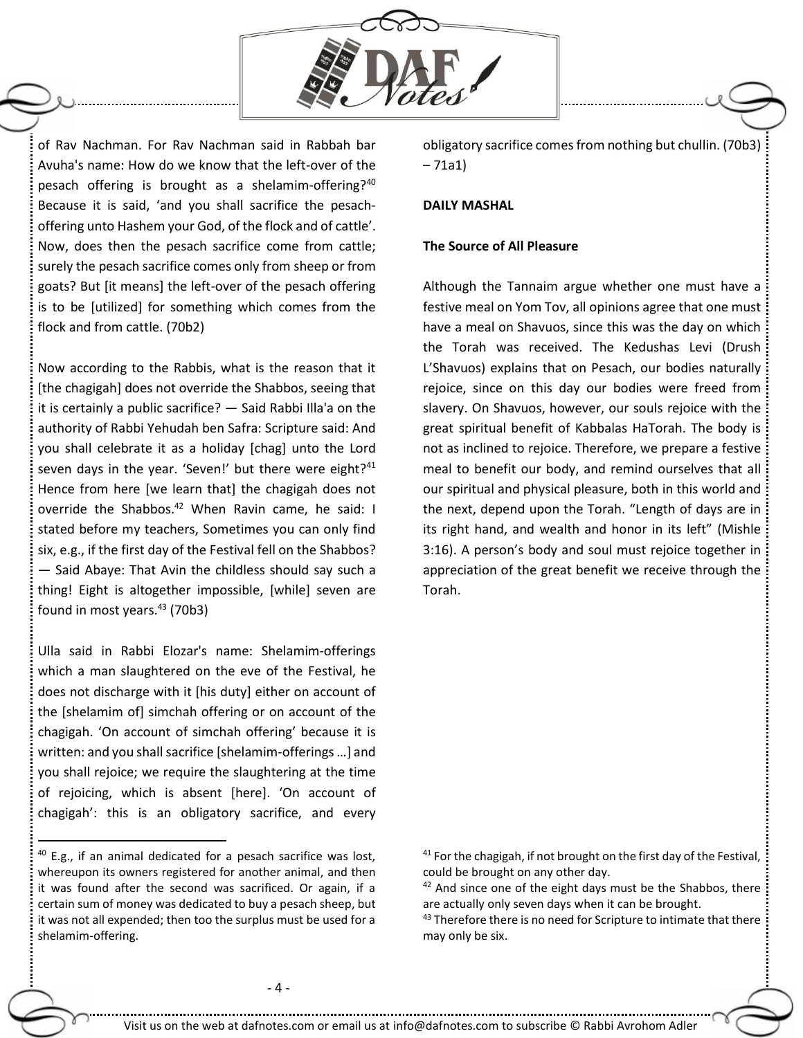of Rav Nachman. For Rav Nachman said in Rabbah bar Avuha's name: How do we know that the left-over of the pesach offering is brought as a shelamim-offering?[40] Because it is said, 'and you shall sacrifice the pesach-offering unto Hashem your God, of the flock and of cattle'. Now, does then the pesach sacrifice come from cattle; surely the pesach sacrifice comes only from sheep or from goats? But [it means] the left-over of the pesach offering is to be [utilized] for something which comes from the flock and from cattle. (70b2)

Now according to the Rabbis, what is the reason that it [the chagigah] does not override the Shabbos, seeing that it is certainly a public sacrifice? — Said Rabbi Illa'a on the authority of Rabbi Yehudah ben Safra: Scripture said: And you shall celebrate it as a holiday [chag] unto the Lord seven days in the year. 'Seven!' but there were eight?[41] Hence from here [we learn that] the chagigah does not override the Shabbos.[42] When Ravin came, he said: I stated before my teachers, Sometimes you can only find six, e.g., if the first day of the Festival fell on the Shabbos? — Said Abaye: That Avin the childless should say such a thing! Eight is altogether impossible, [while] seven are found in most years.[43] (70b3)

Ulla said in Rabbi Elozar's name: Shelamim-offerings which a man slaughtered on the eve of the Festival, he does not discharge with it [his duty] either on account of the [shelamim of] simchah offering or on account of the chagigah. 'On account of simchah offering' because it is written: and you shall sacrifice [shelamim-offerings …] and you shall rejoice; we require the slaughtering at the time of rejoicing, which is absent [here]. 'On account of chagigah': this is an obligatory sacrifice, and every obligatory sacrifice comes from nothing but chullin. (70b3) – 71a1)

**DAILY MASHAL**

**The Source of All Pleasure**

Although the Tannaim argue whether one must have a festive meal on Yom Tov, all opinions agree that one must have a meal on Shavuos, since this was the day on which the Torah was received. The Kedushas Levi (Drush L'Shavuos) explains that on Pesach, our bodies naturally rejoice, since on this day our bodies were freed from slavery. On Shavuos, however, our souls rejoice with the great spiritual benefit of Kabbalas HaTorah. The body is not as inclined to rejoice. Therefore, we prepare a festive meal to benefit our body, and remind ourselves that all our spiritual and physical pleasure, both in this world and the next, depend upon the Torah. "Length of days are in its right hand, and wealth and honor in its left" (Mishle 3:16). A person's body and soul must rejoice together in appreciation of the great benefit we receive through the Torah.

---

[40] E.g., if an animal dedicated for a pesach sacrifice was lost, whereupon its owners registered for another animal, and then it was found after the second was sacrificed. Or again, if a certain sum of money was dedicated to buy a pesach sheep, but it was not all expended; then too the surplus must be used for a shelamim-offering.

[41] For the chagigah, if not brought on the first day of the Festival, could be brought on any other day.

[42] And since one of the eight days must be the Shabbos, there are actually only seven days when it can be brought.

[43] Therefore there is no need for Scripture to intimate that there may only be six.